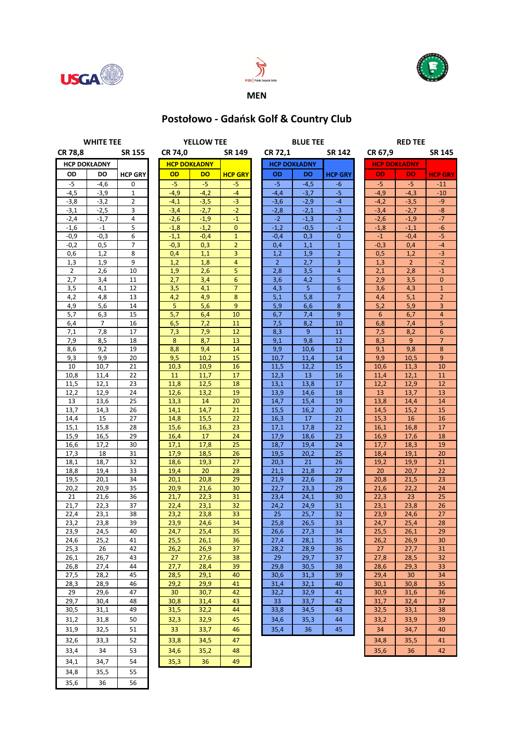**MEN**

# Postołowo - Gdańsk Golf & Country Club

## WHITE TEE

CR 78,8 SR 155

| HCP DOKŁADNY | | |
|---|---|---|
| OD | DO | HCP GRY |
| -5 | -4,6 | 0 |
| -4,5 | -3,9 | 1 |
| -3,8 | -3,2 | 2 |
| -3,1 | -2,5 | 3 |
| -2,4 | -1,7 | 4 |
| -1,6 | -1 | 5 |
| -0,9 | -0,3 | 6 |
| -0,2 | 0,5 | 7 |
| 0,6 | 1,2 | 8 |
| 1,3 | 1,9 | 9 |
| 2 | 2,6 | 10 |
| 2,7 | 3,4 | 11 |
| 3,5 | 4,1 | 12 |
| 4,2 | 4,8 | 13 |
| 4,9 | 5,6 | 14 |
| 5,7 | 6,3 | 15 |
| 6,4 | 7 | 16 |
| 7,1 | 7,8 | 17 |
| 7,9 | 8,5 | 18 |
| 8,6 | 9,2 | 19 |
| 9,3 | 9,9 | 20 |
| 10 | 10,7 | 21 |
| 10,8 | 11,4 | 22 |
| 11,5 | 12,1 | 23 |
| 12,2 | 12,9 | 24 |
| 13 | 13,6 | 25 |
| 13,7 | 14,3 | 26 |
| 14,4 | 15 | 27 |
| 15,1 | 15,8 | 28 |
| 15,9 | 16,5 | 29 |
| 16,6 | 17,2 | 30 |
| 17,3 | 18 | 31 |
| 18,1 | 18,7 | 32 |
| 18,8 | 19,4 | 33 |
| 19,5 | 20,1 | 34 |
| 20,2 | 20,9 | 35 |
| 21 | 21,6 | 36 |
| 21,7 | 22,3 | 37 |
| 22,4 | 23,1 | 38 |
| 23,2 | 23,8 | 39 |
| 23,9 | 24,5 | 40 |
| 24,6 | 25,2 | 41 |
| 25,3 | 26 | 42 |
| 26,1 | 26,7 | 43 |
| 26,8 | 27,4 | 44 |
| 27,5 | 28,2 | 45 |
| 28,3 | 28,9 | 46 |
| 29 | 29,6 | 47 |
| 29,7 | 30,4 | 48 |
| 30,5 | 31,1 | 49 |
| 31,2 | 31,8 | 50 |
| 31,9 | 32,5 | 51 |
| 32,6 | 33,3 | 52 |
| 33,4 | 34 | 53 |
| 34,1 | 34,7 | 54 |
| 34,8 | 35,5 | 55 |
| 35,6 | 36 | 56 |

## YELLOW TEE

CR 74,0 SR 149

| HCP DOKŁADNY | | |
|---|---|---|
| OD | DO | HCP GRY |
| -5 | -5 | -5 |
| -4,9 | -4,2 | -4 |
| -4,1 | -3,5 | -3 |
| -3,4 | -2,7 | -2 |
| -2,6 | -1,9 | -1 |
| -1,8 | -1,2 | 0 |
| -1,1 | -0,4 | 1 |
| -0,3 | 0,3 | 2 |
| 0,4 | 1,1 | 3 |
| 1,2 | 1,8 | 4 |
| 1,9 | 2,6 | 5 |
| 2,7 | 3,4 | 6 |
| 3,5 | 4,1 | 7 |
| 4,2 | 4,9 | 8 |
| 5 | 5,6 | 9 |
| 5,7 | 6,4 | 10 |
| 6,5 | 7,2 | 11 |
| 7,3 | 7,9 | 12 |
| 8 | 8,7 | 13 |
| 8,8 | 9,4 | 14 |
| 9,5 | 10,2 | 15 |
| 10,3 | 10,9 | 16 |
| 11 | 11,7 | 17 |
| 11,8 | 12,5 | 18 |
| 12,6 | 13,2 | 19 |
| 13,3 | 14 | 20 |
| 14,1 | 14,7 | 21 |
| 14,8 | 15,5 | 22 |
| 15,6 | 16,3 | 23 |
| 16,4 | 17 | 24 |
| 17,1 | 17,8 | 25 |
| 17,9 | 18,5 | 26 |
| 18,6 | 19,3 | 27 |
| 19,4 | 20 | 28 |
| 20,1 | 20,8 | 29 |
| 20,9 | 21,6 | 30 |
| 21,7 | 22,3 | 31 |
| 22,4 | 23,1 | 32 |
| 23,2 | 23,8 | 33 |
| 23,9 | 24,6 | 34 |
| 24,7 | 25,4 | 35 |
| 25,5 | 26,1 | 36 |
| 26,2 | 26,9 | 37 |
| 27 | 27,6 | 38 |
| 27,7 | 28,4 | 39 |
| 28,5 | 29,1 | 40 |
| 29,2 | 29,9 | 41 |
| 30 | 30,7 | 42 |
| 30,8 | 31,4 | 43 |
| 31,5 | 32,2 | 44 |
| 32,3 | 32,9 | 45 |
| 33 | 33,7 | 46 |
| 33,8 | 34,5 | 47 |
| 34,6 | 35,2 | 48 |
| 35,3 | 36 | 49 |

## BLUE TEE

CR 72,1 SR 142

| HCP DOKŁADNY | | |
|---|---|---|
| OD | DO | HCP GRY |
| -5 | -4,5 | -6 |
| -4,4 | -3,7 | -5 |
| -3,6 | -2,9 | -4 |
| -2,8 | -2,1 | -3 |
| -2 | -1,3 | -2 |
| -1,2 | -0,5 | -1 |
| -0,4 | 0,3 | 0 |
| 0,4 | 1,1 | 1 |
| 1,2 | 1,9 | 2 |
| 2 | 2,7 | 3 |
| 2,8 | 3,5 | 4 |
| 3,6 | 4,2 | 5 |
| 4,3 | 5 | 6 |
| 5,1 | 5,8 | 7 |
| 5,9 | 6,6 | 8 |
| 6,7 | 7,4 | 9 |
| 7,5 | 8,2 | 10 |
| 8,3 | 9 | 11 |
| 9,1 | 9,8 | 12 |
| 9,9 | 10,6 | 13 |
| 10,7 | 11,4 | 14 |
| 11,5 | 12,2 | 15 |
| 12,3 | 13 | 16 |
| 13,1 | 13,8 | 17 |
| 13,9 | 14,6 | 18 |
| 14,7 | 15,4 | 19 |
| 15,5 | 16,2 | 20 |
| 16,3 | 17 | 21 |
| 17,1 | 17,8 | 22 |
| 17,9 | 18,6 | 23 |
| 18,7 | 19,4 | 24 |
| 19,5 | 20,2 | 25 |
| 20,3 | 21 | 26 |
| 21,1 | 21,8 | 27 |
| 21,9 | 22,6 | 28 |
| 22,7 | 23,3 | 29 |
| 23,4 | 24,1 | 30 |
| 24,2 | 24,9 | 31 |
| 25 | 25,7 | 32 |
| 25,8 | 26,5 | 33 |
| 26,6 | 27,3 | 34 |
| 27,4 | 28,1 | 35 |
| 28,2 | 28,9 | 36 |
| 29 | 29,7 | 37 |
| 29,8 | 30,5 | 38 |
| 30,6 | 31,3 | 39 |
| 31,4 | 32,1 | 40 |
| 32,2 | 32,9 | 41 |
| 33 | 33,7 | 42 |
| 33,8 | 34,5 | 43 |
| 34,6 | 35,3 | 44 |
| 35,4 | 36 | 45 |

## RED TEE

CR 67,9 SR 145

| HCP DOKŁADNY | | |
|---|---|---|
| OD | DO | HCP GRY |
| -5 | -5 | -11 |
| -4,9 | -4,3 | -10 |
| -4,2 | -3,5 | -9 |
| -3,4 | -2,7 | -8 |
| -2,6 | -1,9 | -7 |
| -1,8 | -1,1 | -6 |
| -1 | -0,4 | -5 |
| -0,3 | 0,4 | -4 |
| 0,5 | 1,2 | -3 |
| 1,3 | 2 | -2 |
| 2,1 | 2,8 | -1 |
| 2,9 | 3,5 | 0 |
| 3,6 | 4,3 | 1 |
| 4,4 | 5,1 | 2 |
| 5,2 | 5,9 | 3 |
| 6 | 6,7 | 4 |
| 6,8 | 7,4 | 5 |
| 7,5 | 8,2 | 6 |
| 8,3 | 9 | 7 |
| 9,1 | 9,8 | 8 |
| 9,9 | 10,5 | 9 |
| 10,6 | 11,3 | 10 |
| 11,4 | 12,1 | 11 |
| 12,2 | 12,9 | 12 |
| 13 | 13,7 | 13 |
| 13,8 | 14,4 | 14 |
| 14,5 | 15,2 | 15 |
| 15,3 | 16 | 16 |
| 16,1 | 16,8 | 17 |
| 16,9 | 17,6 | 18 |
| 17,7 | 18,3 | 19 |
| 18,4 | 19,1 | 20 |
| 19,2 | 19,9 | 21 |
| 20 | 20,7 | 22 |
| 20,8 | 21,5 | 23 |
| 21,6 | 22,2 | 24 |
| 22,3 | 23 | 25 |
| 23,1 | 23,8 | 26 |
| 23,9 | 24,6 | 27 |
| 24,7 | 25,4 | 28 |
| 25,5 | 26,1 | 29 |
| 26,2 | 26,9 | 30 |
| 27 | 27,7 | 31 |
| 27,8 | 28,5 | 32 |
| 28,6 | 29,3 | 33 |
| 29,4 | 30 | 34 |
| 30,1 | 30,8 | 35 |
| 30,9 | 31,6 | 36 |
| 31,7 | 32,4 | 37 |
| 32,5 | 33,1 | 38 |
| 33,2 | 33,9 | 39 |
| 34 | 34,7 | 40 |
| 34,8 | 35,5 | 41 |
| 35,6 | 36 | 42 |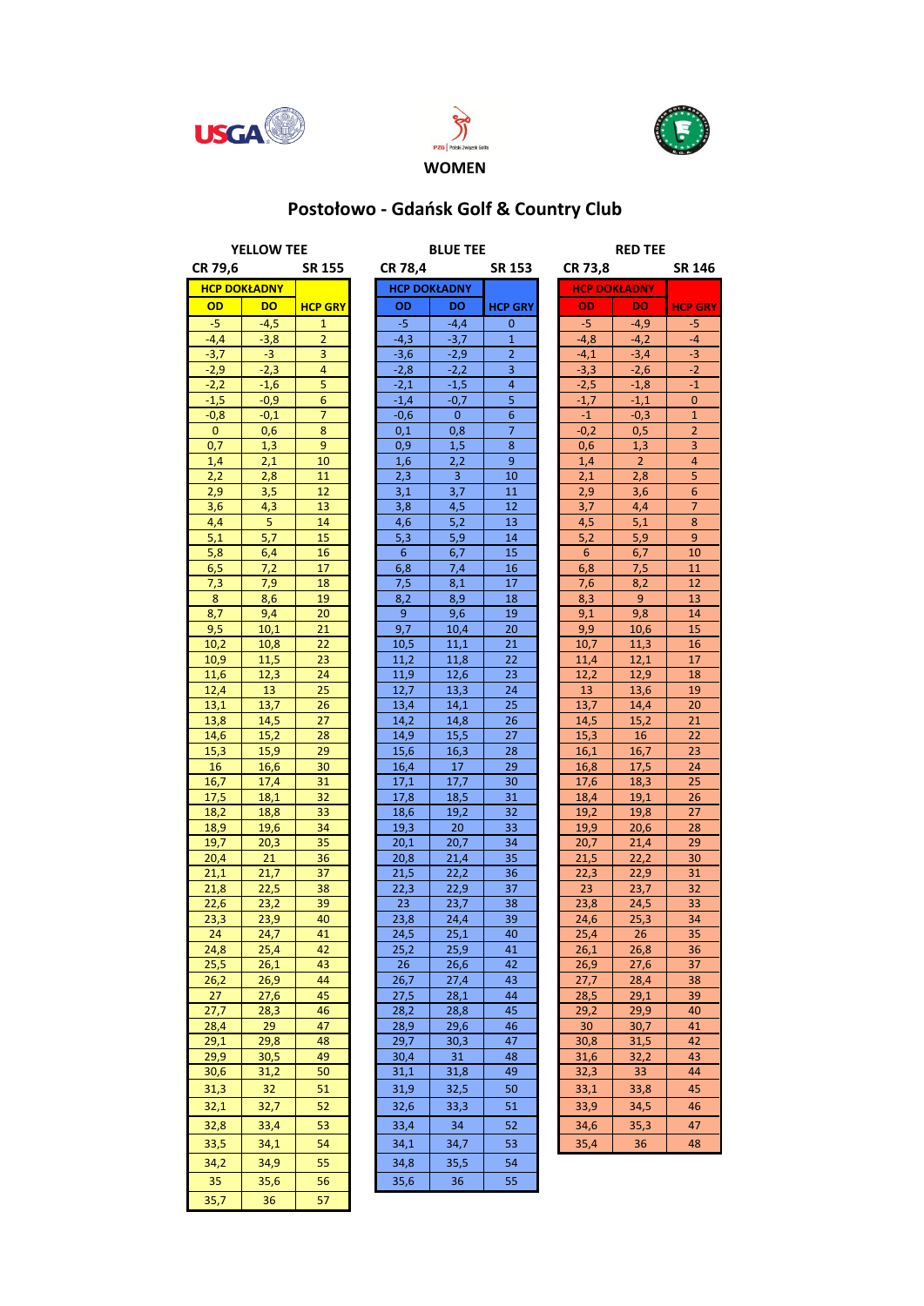**WOMEN**

# Postołowo - Gdańsk Golf & Country Club

| YELLOW TEE | | | BLUE TEE | | | RED TEE | | |
|---|---|---|---|---|---|---|---|---|
| CR 79,6 | | SR 155 | CR 78,4 | | SR 153 | CR 73,8 | | SR 146 |
| HCP DOKŁADNY | | | HCP DOKŁADNY | | | HCP DOKŁADNY | | |
| OD | DO | HCP GRY | OD | DO | HCP GRY | OD | DO | HCP GRY |
| -5 | -4,5 | 1 | -5 | -4,4 | 0 | -5 | -4,9 | -5 |
| -4,4 | -3,8 | 2 | -4,3 | -3,7 | 1 | -4,8 | -4,2 | -4 |
| -3,7 | -3 | 3 | -3,6 | -2,9 | 2 | -4,1 | -3,4 | -3 |
| -2,9 | -2,3 | 4 | -2,8 | -2,2 | 3 | -3,3 | -2,6 | -2 |
| -2,2 | -1,6 | 5 | -2,1 | -1,5 | 4 | -2,5 | -1,8 | -1 |
| -1,5 | -0,9 | 6 | -1,4 | -0,7 | 5 | -1,7 | -1,1 | 0 |
| -0,8 | -0,1 | 7 | -0,6 | 0 | 6 | -1 | -0,3 | 1 |
| 0 | 0,6 | 8 | 0,1 | 0,8 | 7 | -0,2 | 0,5 | 2 |
| 0,7 | 1,3 | 9 | 0,9 | 1,5 | 8 | 0,6 | 1,3 | 3 |
| 1,4 | 2,1 | 10 | 1,6 | 2,2 | 9 | 1,4 | 2 | 4 |
| 2,2 | 2,8 | 11 | 2,3 | 3 | 10 | 2,1 | 2,8 | 5 |
| 2,9 | 3,5 | 12 | 3,1 | 3,7 | 11 | 2,9 | 3,6 | 6 |
| 3,6 | 4,3 | 13 | 3,8 | 4,5 | 12 | 3,7 | 4,4 | 7 |
| 4,4 | 5 | 14 | 4,6 | 5,2 | 13 | 4,5 | 5,1 | 8 |
| 5,1 | 5,7 | 15 | 5,3 | 5,9 | 14 | 5,2 | 5,9 | 9 |
| 5,8 | 6,4 | 16 | 6 | 6,7 | 15 | 6 | 6,7 | 10 |
| 6,5 | 7,2 | 17 | 6,8 | 7,4 | 16 | 6,8 | 7,5 | 11 |
| 7,3 | 7,9 | 18 | 7,5 | 8,1 | 17 | 7,6 | 8,2 | 12 |
| 8 | 8,6 | 19 | 8,2 | 8,9 | 18 | 8,3 | 9 | 13 |
| 8,7 | 9,4 | 20 | 9 | 9,6 | 19 | 9,1 | 9,8 | 14 |
| 9,5 | 10,1 | 21 | 9,7 | 10,4 | 20 | 9,9 | 10,6 | 15 |
| 10,2 | 10,8 | 22 | 10,5 | 11,1 | 21 | 10,7 | 11,3 | 16 |
| 10,9 | 11,5 | 23 | 11,2 | 11,8 | 22 | 11,4 | 12,1 | 17 |
| 11,6 | 12,3 | 24 | 11,9 | 12,6 | 23 | 12,2 | 12,9 | 18 |
| 12,4 | 13 | 25 | 12,7 | 13,3 | 24 | 13 | 13,6 | 19 |
| 13,1 | 13,7 | 26 | 13,4 | 14,1 | 25 | 13,7 | 14,4 | 20 |
| 13,8 | 14,5 | 27 | 14,2 | 14,8 | 26 | 14,5 | 15,2 | 21 |
| 14,6 | 15,2 | 28 | 14,9 | 15,5 | 27 | 15,3 | 16 | 22 |
| 15,3 | 15,9 | 29 | 15,6 | 16,3 | 28 | 16,1 | 16,7 | 23 |
| 16 | 16,6 | 30 | 16,4 | 17 | 29 | 16,8 | 17,5 | 24 |
| 16,7 | 17,4 | 31 | 17,1 | 17,7 | 30 | 17,6 | 18,3 | 25 |
| 17,5 | 18,1 | 32 | 17,8 | 18,5 | 31 | 18,4 | 19,1 | 26 |
| 18,2 | 18,8 | 33 | 18,6 | 19,2 | 32 | 19,2 | 19,8 | 27 |
| 18,9 | 19,6 | 34 | 19,3 | 20 | 33 | 19,9 | 20,6 | 28 |
| 19,7 | 20,3 | 35 | 20,1 | 20,7 | 34 | 20,7 | 21,4 | 29 |
| 20,4 | 21 | 36 | 20,8 | 21,4 | 35 | 21,5 | 22,2 | 30 |
| 21,1 | 21,7 | 37 | 21,5 | 22,2 | 36 | 22,3 | 22,9 | 31 |
| 21,8 | 22,5 | 38 | 22,3 | 22,9 | 37 | 23 | 23,7 | 32 |
| 22,6 | 23,2 | 39 | 23 | 23,7 | 38 | 23,8 | 24,5 | 33 |
| 23,3 | 23,9 | 40 | 23,8 | 24,4 | 39 | 24,6 | 25,3 | 34 |
| 24 | 24,7 | 41 | 24,5 | 25,1 | 40 | 25,4 | 26 | 35 |
| 24,8 | 25,4 | 42 | 25,2 | 25,9 | 41 | 26,1 | 26,8 | 36 |
| 25,5 | 26,1 | 43 | 26 | 26,6 | 42 | 26,9 | 27,6 | 37 |
| 26,2 | 26,9 | 44 | 26,7 | 27,4 | 43 | 27,7 | 28,4 | 38 |
| 27 | 27,6 | 45 | 27,5 | 28,1 | 44 | 28,5 | 29,1 | 39 |
| 27,7 | 28,3 | 46 | 28,2 | 28,8 | 45 | 29,2 | 29,9 | 40 |
| 28,4 | 29 | 47 | 28,9 | 29,6 | 46 | 30 | 30,7 | 41 |
| 29,1 | 29,8 | 48 | 29,7 | 30,3 | 47 | 30,8 | 31,5 | 42 |
| 29,9 | 30,5 | 49 | 30,4 | 31 | 48 | 31,6 | 32,2 | 43 |
| 30,6 | 31,2 | 50 | 31,1 | 31,8 | 49 | 32,3 | 33 | 44 |
| 31,3 | 32 | 51 | 31,9 | 32,5 | 50 | 33,1 | 33,8 | 45 |
| 32,1 | 32,7 | 52 | 32,6 | 33,3 | 51 | 33,9 | 34,5 | 46 |
| 32,8 | 33,4 | 53 | 33,4 | 34 | 52 | 34,6 | 35,3 | 47 |
| 33,5 | 34,1 | 54 | 34,1 | 34,7 | 53 | 35,4 | 36 | 48 |
| 34,2 | 34,9 | 55 | 34,8 | 35,5 | 54 | | | |
| 35 | 35,6 | 56 | 35,6 | 36 | 55 | | | |
| 35,7 | 36 | 57 | | | | | | |